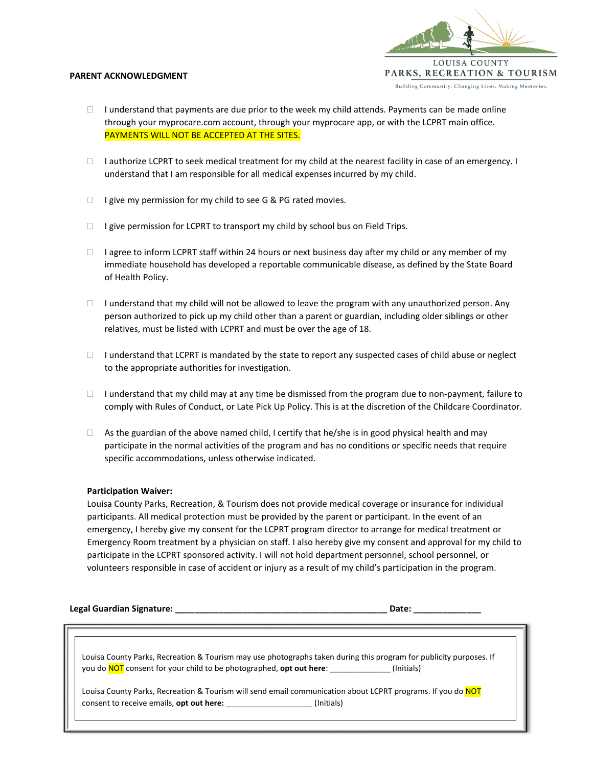**PARENT ACKNOWLEDGMENT**

LOUISA COUNTY PARKS, RECREATION & TOURISM

Building Community. Changing Lives. Making Memories.

- ☐ I understand that payments are due prior to the week my child attends. Payments can be made online through your myprocare.com account, through your myprocare app, or with the LCPRT main office. PAYMENTS WILL NOT BE ACCEPTED AT THE SITES.
- ☐ I authorize LCPRT to seek medical treatment for my child at the nearest facility in case of an emergency. I understand that I am responsible for all medical expenses incurred by my child.
- ☐ I give my permission for my child to see G & PG rated movies.
- ☐ I give permission for LCPRT to transport my child by school bus on Field Trips.
- ☐ I agree to inform LCPRT staff within 24 hours or next business day after my child or any member of my immediate household has developed a reportable communicable disease, as defined by the State Board of Health Policy.
- ☐ I understand that my child will not be allowed to leave the program with any unauthorized person. Any person authorized to pick up my child other than a parent or guardian, including older siblings or other relatives, must be listed with LCPRT and must be over the age of 18.
- ☐ I understand that LCPRT is mandated by the state to report any suspected cases of child abuse or neglect to the appropriate authorities for investigation.
- ☐ I understand that my child may at any time be dismissed from the program due to non-payment, failure to comply with Rules of Conduct, or Late Pick Up Policy. This is at the discretion of the Childcare Coordinator.
- ☐ As the guardian of the above named child, I certify that he/she is in good physical health and may participate in the normal activities of the program and has no conditions or specific needs that require specific accommodations, unless otherwise indicated.

**Participation Waiver:**
Louisa County Parks, Recreation, & Tourism does not provide medical coverage or insurance for individual participants. All medical protection must be provided by the parent or participant. In the event of an emergency, I hereby give my consent for the LCPRT program director to arrange for medical treatment or Emergency Room treatment by a physician on staff. I also hereby give my consent and approval for my child to participate in the LCPRT sponsored activity. I will not hold department personnel, school personnel, or volunteers responsible in case of accident or injury as a result of my child's participation in the program.

**Legal Guardian Signature:** ___________________________________________ **Date:** ______________

Louisa County Parks, Recreation & Tourism may use photographs taken during this program for publicity purposes. If you do NOT consent for your child to be photographed, **opt out here**: ______________ (Initials)

Louisa County Parks, Recreation & Tourism will send email communication about LCPRT programs. If you do NOT consent to receive emails, **opt out here:** ____________________ (Initials)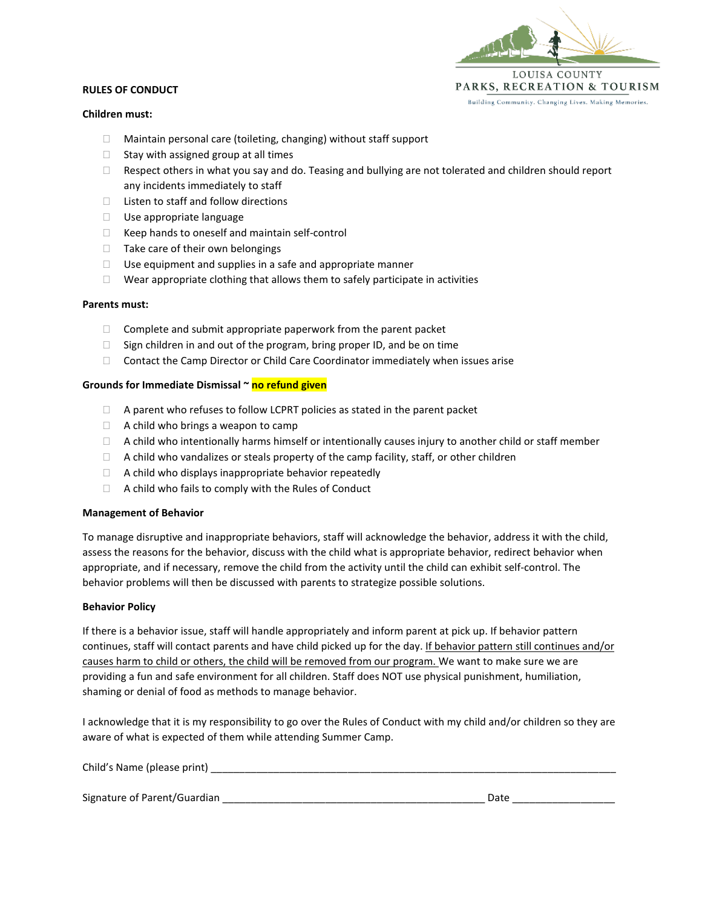**RULES OF CONDUCT**

**Children must:**

- Maintain personal care (toileting, changing) without staff support
- Stay with assigned group at all times
- Respect others in what you say and do. Teasing and bullying are not tolerated and children should report any incidents immediately to staff
- Listen to staff and follow directions
- Use appropriate language
- Keep hands to oneself and maintain self-control
- Take care of their own belongings
- Use equipment and supplies in a safe and appropriate manner
- Wear appropriate clothing that allows them to safely participate in activities

**Parents must:**

- Complete and submit appropriate paperwork from the parent packet
- Sign children in and out of the program, bring proper ID, and be on time
- Contact the Camp Director or Child Care Coordinator immediately when issues arise

**Grounds for Immediate Dismissal ~ no refund given**

- A parent who refuses to follow LCPRT policies as stated in the parent packet
- A child who brings a weapon to camp
- A child who intentionally harms himself or intentionally causes injury to another child or staff member
- A child who vandalizes or steals property of the camp facility, staff, or other children
- A child who displays inappropriate behavior repeatedly
- A child who fails to comply with the Rules of Conduct

**Management of Behavior**

To manage disruptive and inappropriate behaviors, staff will acknowledge the behavior, address it with the child, assess the reasons for the behavior, discuss with the child what is appropriate behavior, redirect behavior when appropriate, and if necessary, remove the child from the activity until the child can exhibit self-control. The behavior problems will then be discussed with parents to strategize possible solutions.

**Behavior Policy**

If there is a behavior issue, staff will handle appropriately and inform parent at pick up. If behavior pattern continues, staff will contact parents and have child picked up for the day. If behavior pattern still continues and/or causes harm to child or others, the child will be removed from our program. We want to make sure we are providing a fun and safe environment for all children. Staff does NOT use physical punishment, humiliation, shaming or denial of food as methods to manage behavior.

I acknowledge that it is my responsibility to go over the Rules of Conduct with my child and/or children so they are aware of what is expected of them while attending Summer Camp.

Child's Name (please print) ______________________________________________________________________

Signature of Parent/Guardian ____________________________________________ Date _________________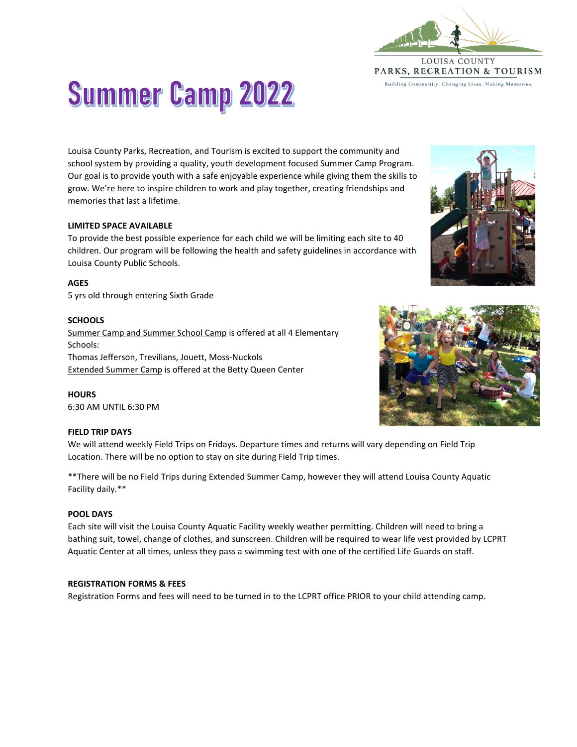LOUISA COUNTY
PARKS, RECREATION & TOURISM
Building Community. Changing Lives. Making Memories.

# Summer Camp 2022

Louisa County Parks, Recreation, and Tourism is excited to support the community and school system by providing a quality, youth development focused Summer Camp Program. Our goal is to provide youth with a safe enjoyable experience while giving them the skills to grow. We're here to inspire children to work and play together, creating friendships and memories that last a lifetime.

**LIMITED SPACE AVAILABLE**
To provide the best possible experience for each child we will be limiting each site to 40 children. Our program will be following the health and safety guidelines in accordance with Louisa County Public Schools.

**AGES**
5 yrs old through entering Sixth Grade

**SCHOOLS**
<u>Summer Camp and Summer School Camp</u> is offered at all 4 Elementary Schools:
Thomas Jefferson, Trevilians, Jouett, Moss-Nuckols
<u>Extended Summer Camp</u> is offered at the Betty Queen Center

**HOURS**
6:30 AM UNTIL 6:30 PM

**FIELD TRIP DAYS**
We will attend weekly Field Trips on Fridays. Departure times and returns will vary depending on Field Trip Location. There will be no option to stay on site during Field Trip times.

**There will be no Field Trips during Extended Summer Camp, however they will attend Louisa County Aquatic Facility daily.**

**POOL DAYS**
Each site will visit the Louisa County Aquatic Facility weekly weather permitting. Children will need to bring a bathing suit, towel, change of clothes, and sunscreen. Children will be required to wear life vest provided by LCPRT Aquatic Center at all times, unless they pass a swimming test with one of the certified Life Guards on staff.

**REGISTRATION FORMS & FEES**
Registration Forms and fees will need to be turned in to the LCPRT office PRIOR to your child attending camp.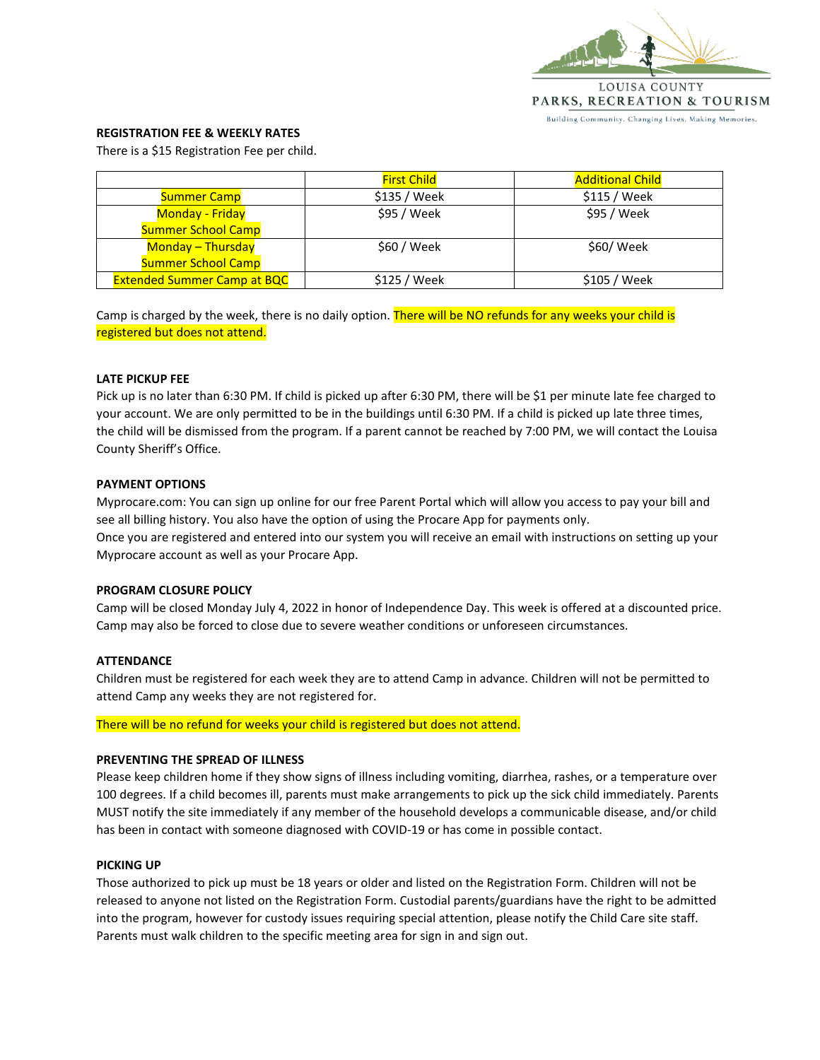LOUISA COUNTY
PARKS, RECREATION & TOURISM
Building Community. Changing Lives. Making Memories.

**REGISTRATION FEE & WEEKLY RATES**

There is a $15 Registration Fee per child.

| | First Child | Additional Child |
| --- | --- | --- |
| Summer Camp | $135 / Week | $115 / Week |
| Monday - Friday Summer School Camp | $95 / Week | $95 / Week |
| Monday – Thursday Summer School Camp | $60 / Week | $60/ Week |
| Extended Summer Camp at BQC | $125 / Week | $105 / Week |

Camp is charged by the week, there is no daily option. There will be NO refunds for any weeks your child is registered but does not attend.

**LATE PICKUP FEE**

Pick up is no later than 6:30 PM. If child is picked up after 6:30 PM, there will be $1 per minute late fee charged to your account. We are only permitted to be in the buildings until 6:30 PM. If a child is picked up late three times, the child will be dismissed from the program. If a parent cannot be reached by 7:00 PM, we will contact the Louisa County Sheriff's Office.

**PAYMENT OPTIONS**

Myprocare.com: You can sign up online for our free Parent Portal which will allow you access to pay your bill and see all billing history. You also have the option of using the Procare App for payments only.
Once you are registered and entered into our system you will receive an email with instructions on setting up your Myprocare account as well as your Procare App.

**PROGRAM CLOSURE POLICY**

Camp will be closed Monday July 4, 2022 in honor of Independence Day. This week is offered at a discounted price. Camp may also be forced to close due to severe weather conditions or unforeseen circumstances.

**ATTENDANCE**

Children must be registered for each week they are to attend Camp in advance. Children will not be permitted to attend Camp any weeks they are not registered for.

There will be no refund for weeks your child is registered but does not attend.

**PREVENTING THE SPREAD OF ILLNESS**

Please keep children home if they show signs of illness including vomiting, diarrhea, rashes, or a temperature over 100 degrees. If a child becomes ill, parents must make arrangements to pick up the sick child immediately. Parents MUST notify the site immediately if any member of the household develops a communicable disease, and/or child has been in contact with someone diagnosed with COVID-19 or has come in possible contact.

**PICKING UP**

Those authorized to pick up must be 18 years or older and listed on the Registration Form. Children will not be released to anyone not listed on the Registration Form. Custodial parents/guardians have the right to be admitted into the program, however for custody issues requiring special attention, please notify the Child Care site staff. Parents must walk children to the specific meeting area for sign in and sign out.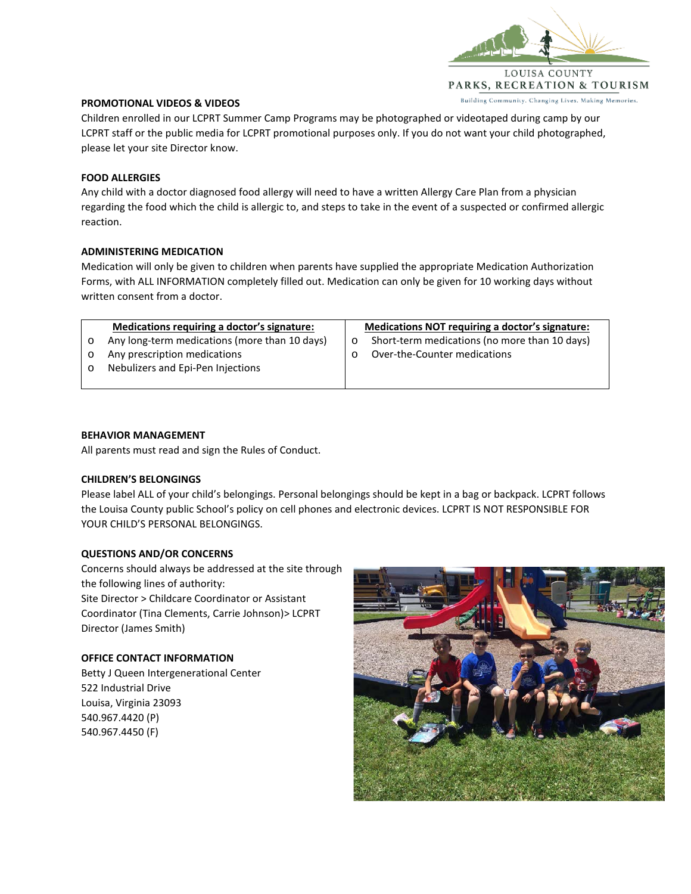### PROMOTIONAL VIDEOS & VIDEOS

Children enrolled in our LCPRT Summer Camp Programs may be photographed or videotaped during camp by our LCPRT staff or the public media for LCPRT promotional purposes only. If you do not want your child photographed, please let your site Director know.

### FOOD ALLERGIES

Any child with a doctor diagnosed food allergy will need to have a written Allergy Care Plan from a physician regarding the food which the child is allergic to, and steps to take in the event of a suspected or confirmed allergic reaction.

### ADMINISTERING MEDICATION

Medication will only be given to children when parents have supplied the appropriate Medication Authorization Forms, with ALL INFORMATION completely filled out. Medication can only be given for 10 working days without written consent from a doctor.

| Medications requiring a doctor's signature: | Medications NOT requiring a doctor's signature: |
| --- | --- |
| o Any long-term medications (more than 10 days)<br>o Any prescription medications<br>o Nebulizers and Epi-Pen Injections | o Short-term medications (no more than 10 days)<br>o Over-the-Counter medications |

### BEHAVIOR MANAGEMENT

All parents must read and sign the Rules of Conduct.

### CHILDREN'S BELONGINGS

Please label ALL of your child's belongings. Personal belongings should be kept in a bag or backpack. LCPRT follows the Louisa County public School's policy on cell phones and electronic devices. LCPRT IS NOT RESPONSIBLE FOR YOUR CHILD'S PERSONAL BELONGINGS.

### QUESTIONS AND/OR CONCERNS

Concerns should always be addressed at the site through the following lines of authority:
Site Director > Childcare Coordinator or Assistant Coordinator (Tina Clements, Carrie Johnson)> LCPRT Director (James Smith)

### OFFICE CONTACT INFORMATION

Betty J Queen Intergenerational Center
522 Industrial Drive
Louisa, Virginia 23093
540.967.4420 (P)
540.967.4450 (F)